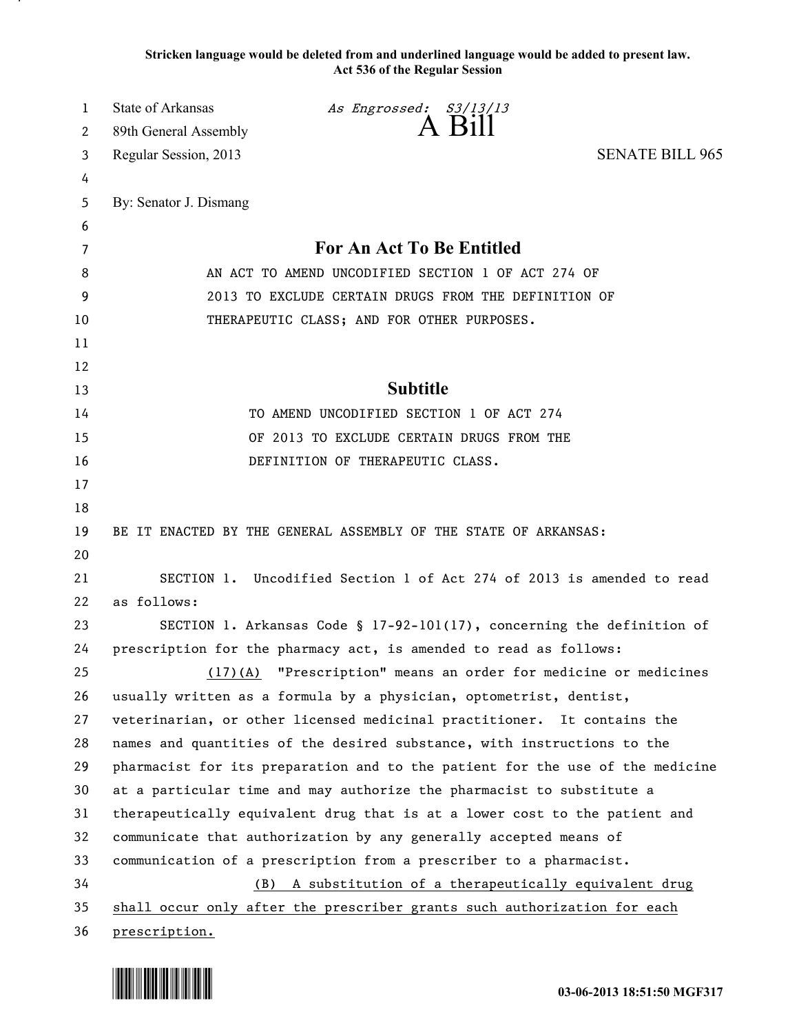**Stricken language would be deleted from and underlined language would be added to present law.**
**Act 536 of the Regular Session**

State of Arkansas *As Engrossed: S3/13/13*
89th General Assembly

# A Bill

Regular Session, 2013 SENATE BILL 965

By: Senator J. Dismang

## For An Act To Be Entitled

AN ACT TO AMEND UNCODIFIED SECTION 1 OF ACT 274 OF 2013 TO EXCLUDE CERTAIN DRUGS FROM THE DEFINITION OF THERAPEUTIC CLASS; AND FOR OTHER PURPOSES.

## Subtitle

TO AMEND UNCODIFIED SECTION 1 OF ACT 274 OF 2013 TO EXCLUDE CERTAIN DRUGS FROM THE DEFINITION OF THERAPEUTIC CLASS.

BE IT ENACTED BY THE GENERAL ASSEMBLY OF THE STATE OF ARKANSAS:

SECTION 1. Uncodified Section 1 of Act 274 of 2013 is amended to read as follows:

SECTION 1. Arkansas Code § 17-92-101(17), concerning the definition of prescription for the pharmacy act, is amended to read as follows:

<u>(17)(A)</u> "Prescription" means an order for medicine or medicines usually written as a formula by a physician, optometrist, dentist, veterinarian, or other licensed medicinal practitioner. It contains the names and quantities of the desired substance, with instructions to the pharmacist for its preparation and to the patient for the use of the medicine at a particular time and may authorize the pharmacist to substitute a therapeutically equivalent drug that is at a lower cost to the patient and communicate that authorization by any generally accepted means of communication of a prescription from a prescriber to a pharmacist.

<u>(B) A substitution of a therapeutically equivalent drug shall occur only after the prescriber grants such authorization for each prescription.</u>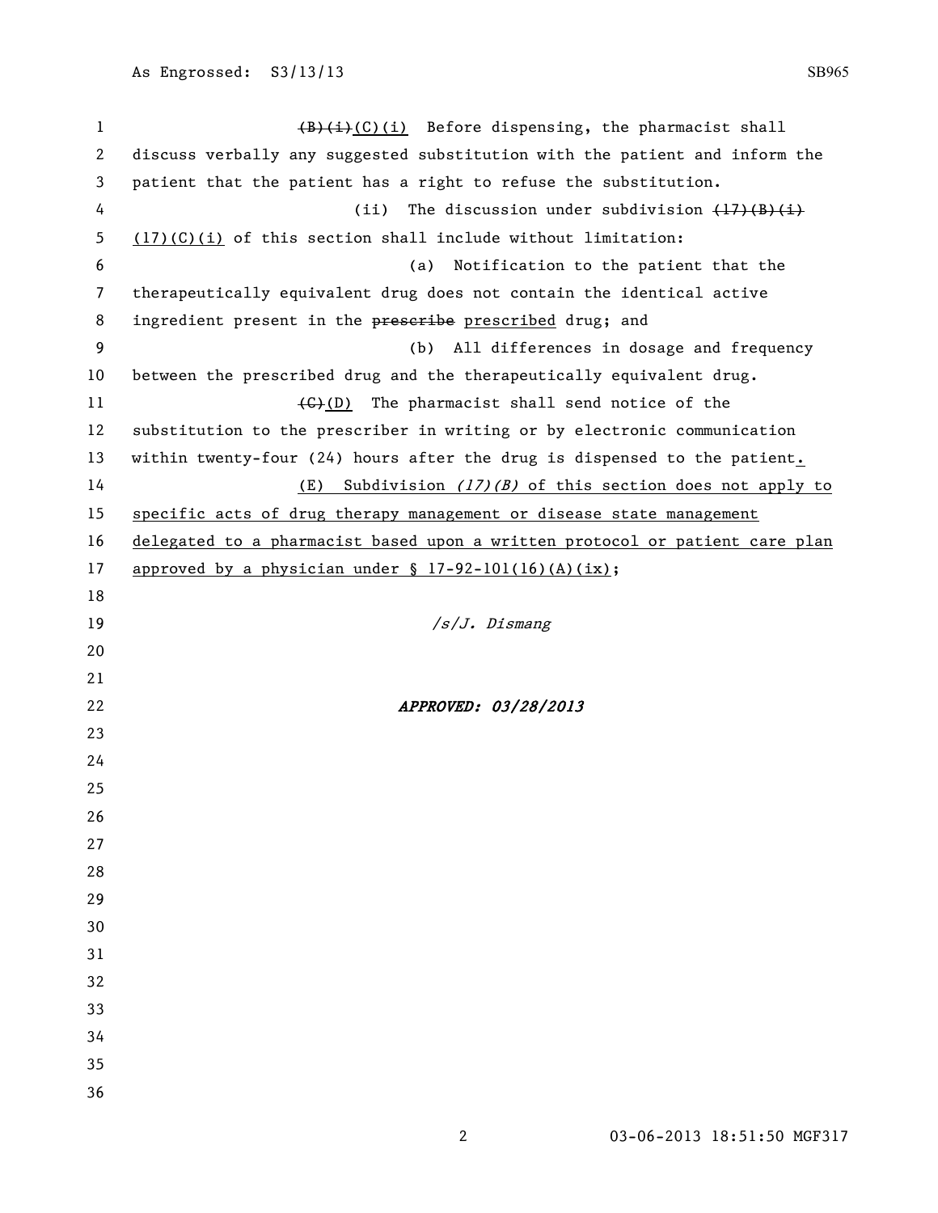~~(B)(i)~~(C)(i) Before dispensing, the pharmacist shall discuss verbally any suggested substitution with the patient and inform the patient that the patient has a right to refuse the substitution.

(ii) The discussion under subdivision ~~(17)(B)(i)~~ (17)(C)(i) of this section shall include without limitation:

(a) Notification to the patient that the therapeutically equivalent drug does not contain the identical active ingredient present in the ~~prescribe~~ prescribed drug; and

(b) All differences in dosage and frequency between the prescribed drug and the therapeutically equivalent drug.

~~(C)~~(D) The pharmacist shall send notice of the substitution to the prescriber in writing or by electronic communication within twenty-four (24) hours after the drug is dispensed to the patient.

(E) Subdivision *(17)(B)* of this section does not apply to specific acts of drug therapy management or disease state management delegated to a pharmacist based upon a written protocol or patient care plan approved by a physician under § 17-92-101(16)(A)(ix);

*/s/J. Dismang*

***APPROVED: 03/28/2013***

03-06-2013 18:51:50 MGF317